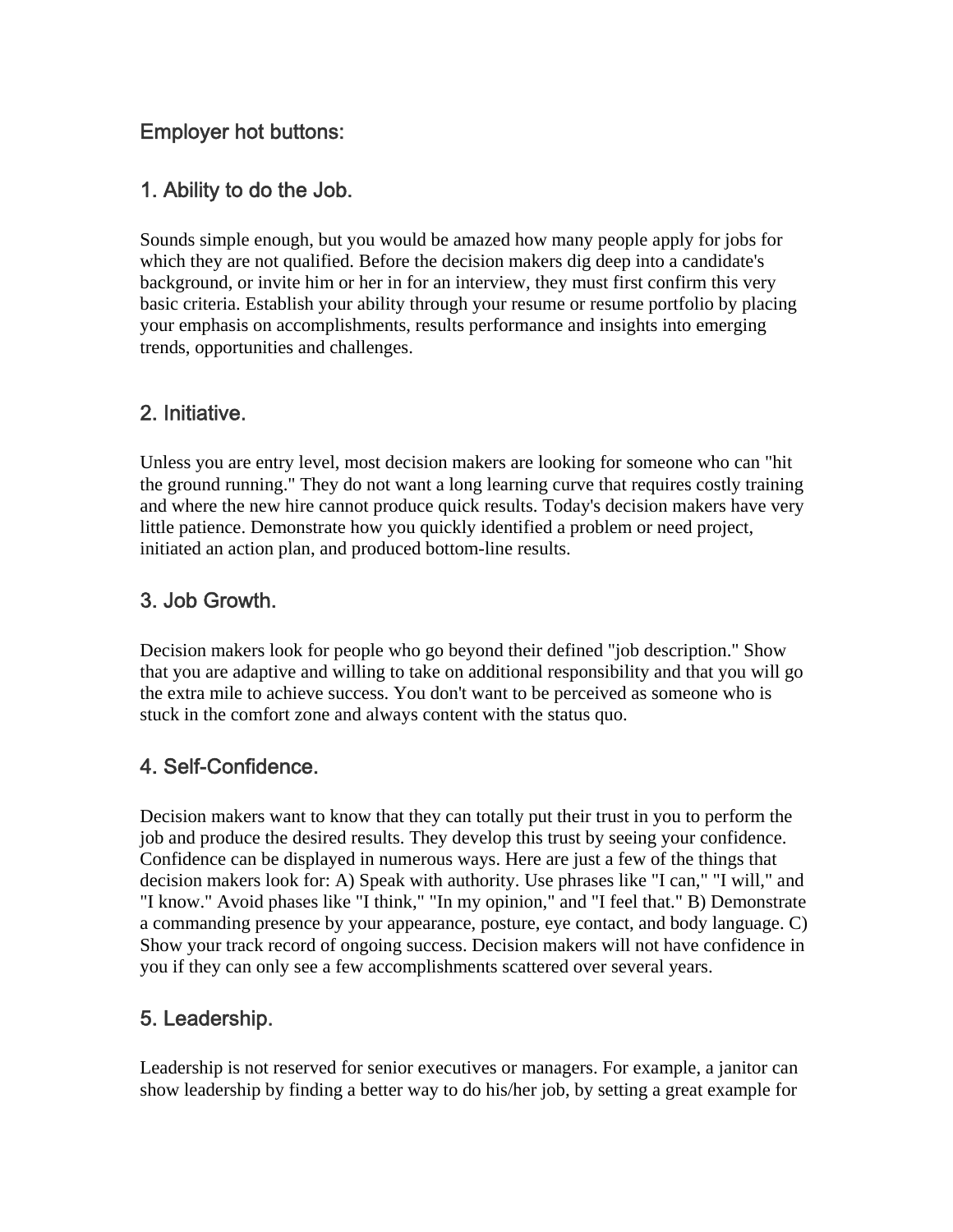## Employer hot buttons:

### 1. Ability to do the Job.

Sounds simple enough, but you would be amazed how many people apply for jobs for which they are not qualified. Before the decision makers dig deep into a candidate's background, or invite him or her in for an interview, they must first confirm this very basic criteria. Establish your ability through your resume or resume portfolio by placing your emphasis on accomplishments, results performance and insights into emerging trends, opportunities and challenges.

### 2. Initiative.

Unless you are entry level, most decision makers are looking for someone who can "hit the ground running." They do not want a long learning curve that requires costly training and where the new hire cannot produce quick results. Today's decision makers have very little patience. Demonstrate how you quickly identified a problem or need project, initiated an action plan, and produced bottom-line results.

### 3. Job Growth.

Decision makers look for people who go beyond their defined "job description." Show that you are adaptive and willing to take on additional responsibility and that you will go the extra mile to achieve success. You don't want to be perceived as someone who is stuck in the comfort zone and always content with the status quo.

### 4. Self-Confidence.

Decision makers want to know that they can totally put their trust in you to perform the job and produce the desired results. They develop this trust by seeing your confidence. Confidence can be displayed in numerous ways. Here are just a few of the things that decision makers look for: A) Speak with authority. Use phrases like "I can," "I will," and "I know." Avoid phases like "I think," "In my opinion," and "I feel that." B) Demonstrate a commanding presence by your appearance, posture, eye contact, and body language. C) Show your track record of ongoing success. Decision makers will not have confidence in you if they can only see a few accomplishments scattered over several years.

### 5. Leadership.

Leadership is not reserved for senior executives or managers. For example, a janitor can show leadership by finding a better way to do his/her job, by setting a great example for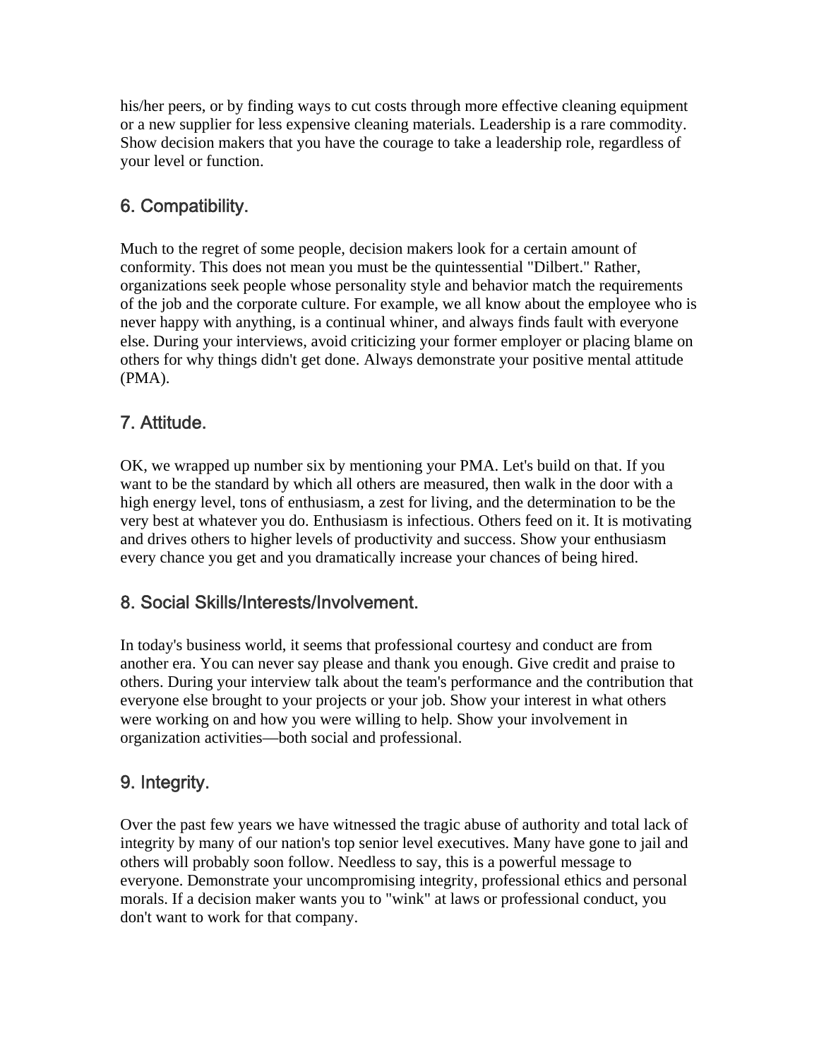his/her peers, or by finding ways to cut costs through more effective cleaning equipment or a new supplier for less expensive cleaning materials. Leadership is a rare commodity. Show decision makers that you have the courage to take a leadership role, regardless of your level or function.

### 6. Compatibility.

Much to the regret of some people, decision makers look for a certain amount of conformity. This does not mean you must be the quintessential "Dilbert." Rather, organizations seek people whose personality style and behavior match the requirements of the job and the corporate culture. For example, we all know about the employee who is never happy with anything, is a continual whiner, and always finds fault with everyone else. During your interviews, avoid criticizing your former employer or placing blame on others for why things didn't get done. Always demonstrate your positive mental attitude (PMA).

### 7. Attitude.

OK, we wrapped up number six by mentioning your PMA. Let's build on that. If you want to be the standard by which all others are measured, then walk in the door with a high energy level, tons of enthusiasm, a zest for living, and the determination to be the very best at whatever you do. Enthusiasm is infectious. Others feed on it. It is motivating and drives others to higher levels of productivity and success. Show your enthusiasm every chance you get and you dramatically increase your chances of being hired.

### 8. Social Skills/Interests/Involvement.

In today's business world, it seems that professional courtesy and conduct are from another era. You can never say please and thank you enough. Give credit and praise to others. During your interview talk about the team's performance and the contribution that everyone else brought to your projects or your job. Show your interest in what others were working on and how you were willing to help. Show your involvement in organization activities—both social and professional.

### 9. Integrity.

Over the past few years we have witnessed the tragic abuse of authority and total lack of integrity by many of our nation's top senior level executives. Many have gone to jail and others will probably soon follow. Needless to say, this is a powerful message to everyone. Demonstrate your uncompromising integrity, professional ethics and personal morals. If a decision maker wants you to "wink" at laws or professional conduct, you don't want to work for that company.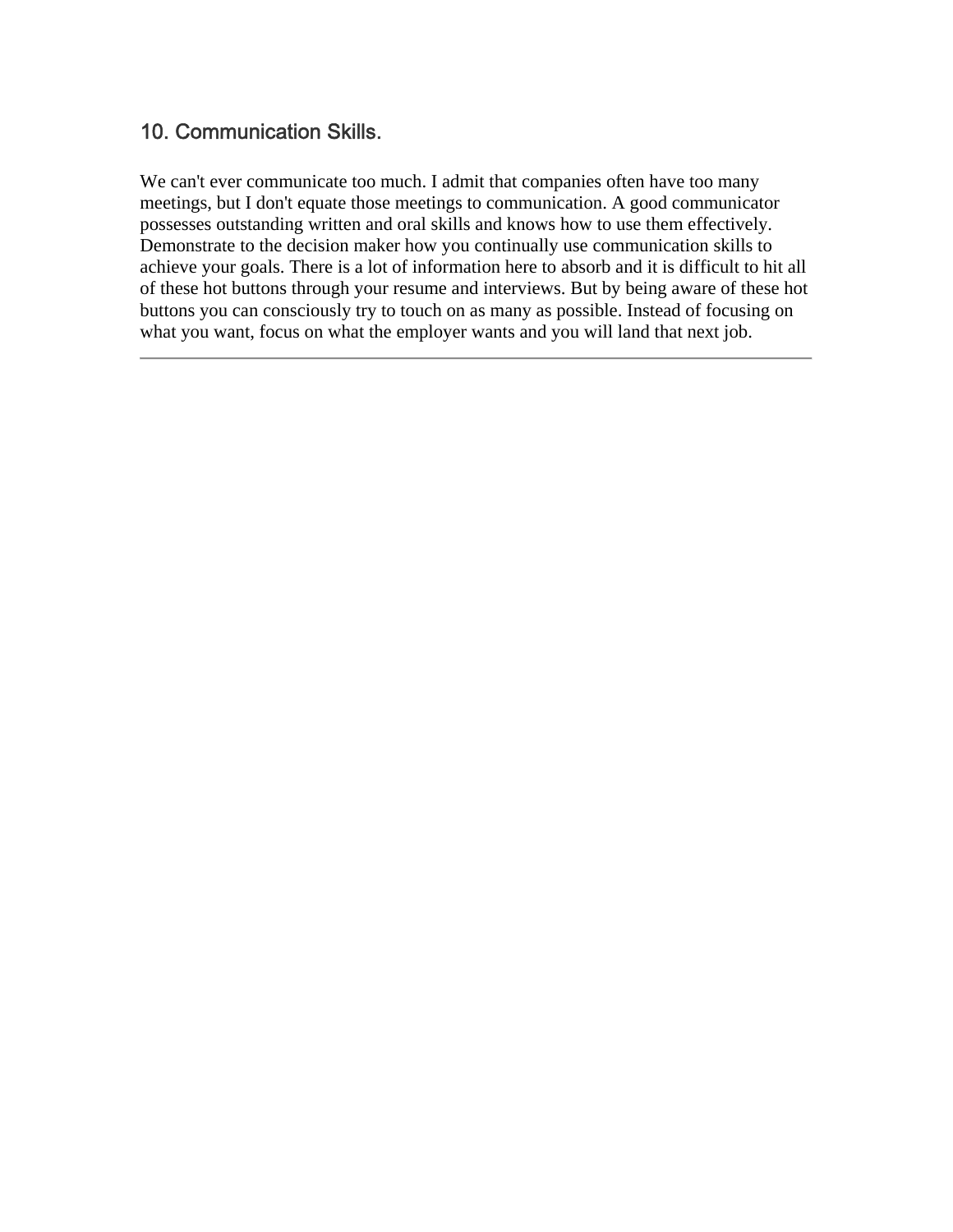### 10. Communication Skills.

We can't ever communicate too much. I admit that companies often have too many meetings, but I don't equate those meetings to communication. A good communicator possesses outstanding written and oral skills and knows how to use them effectively. Demonstrate to the decision maker how you continually use communication skills to achieve your goals. There is a lot of information here to absorb and it is difficult to hit all of these hot buttons through your resume and interviews. But by being aware of these hot buttons you can consciously try to touch on as many as possible. Instead of focusing on what you want, focus on what the employer wants and you will land that next job.

---